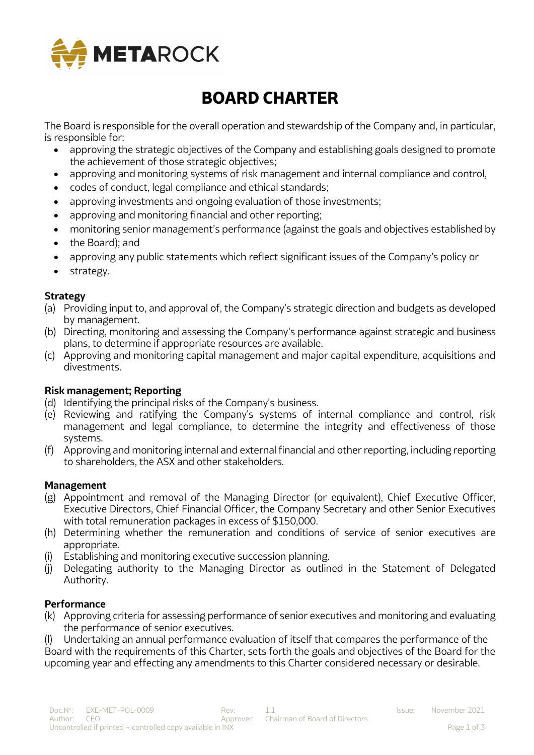# BOARD CHARTER

The Board is responsible for the overall operation and stewardship of the Company and, in particular, is responsible for:

- approving the strategic objectives of the Company and establishing goals designed to promote the achievement of those strategic objectives;
- approving and monitoring systems of risk management and internal compliance and control,
- codes of conduct, legal compliance and ethical standards;
- approving investments and ongoing evaluation of those investments;
- approving and monitoring financial and other reporting;
- monitoring senior management's performance (against the goals and objectives established by
- the Board); and
- approving any public statements which reflect significant issues of the Company's policy or
- strategy.

**Strategy**

(a) Providing input to, and approval of, the Company's strategic direction and budgets as developed by management.

(b) Directing, monitoring and assessing the Company's performance against strategic and business plans, to determine if appropriate resources are available.

(c) Approving and monitoring capital management and major capital expenditure, acquisitions and divestments.

**Risk management; Reporting**

(d) Identifying the principal risks of the Company's business.

(e) Reviewing and ratifying the Company's systems of internal compliance and control, risk management and legal compliance, to determine the integrity and effectiveness of those systems.

(f) Approving and monitoring internal and external financial and other reporting, including reporting to shareholders, the ASX and other stakeholders.

**Management**

(g) Appointment and removal of the Managing Director (or equivalent), Chief Executive Officer, Executive Directors, Chief Financial Officer, the Company Secretary and other Senior Executives with total remuneration packages in excess of $150,000.

(h) Determining whether the remuneration and conditions of service of senior executives are appropriate.

(i) Establishing and monitoring executive succession planning.

(j) Delegating authority to the Managing Director as outlined in the Statement of Delegated Authority.

**Performance**

(k) Approving criteria for assessing performance of senior executives and monitoring and evaluating the performance of senior executives.

(l) Undertaking an annual performance evaluation of itself that compares the performance of the Board with the requirements of this Charter, sets forth the goals and objectives of the Board for the upcoming year and effecting any amendments to this Charter considered necessary or desirable.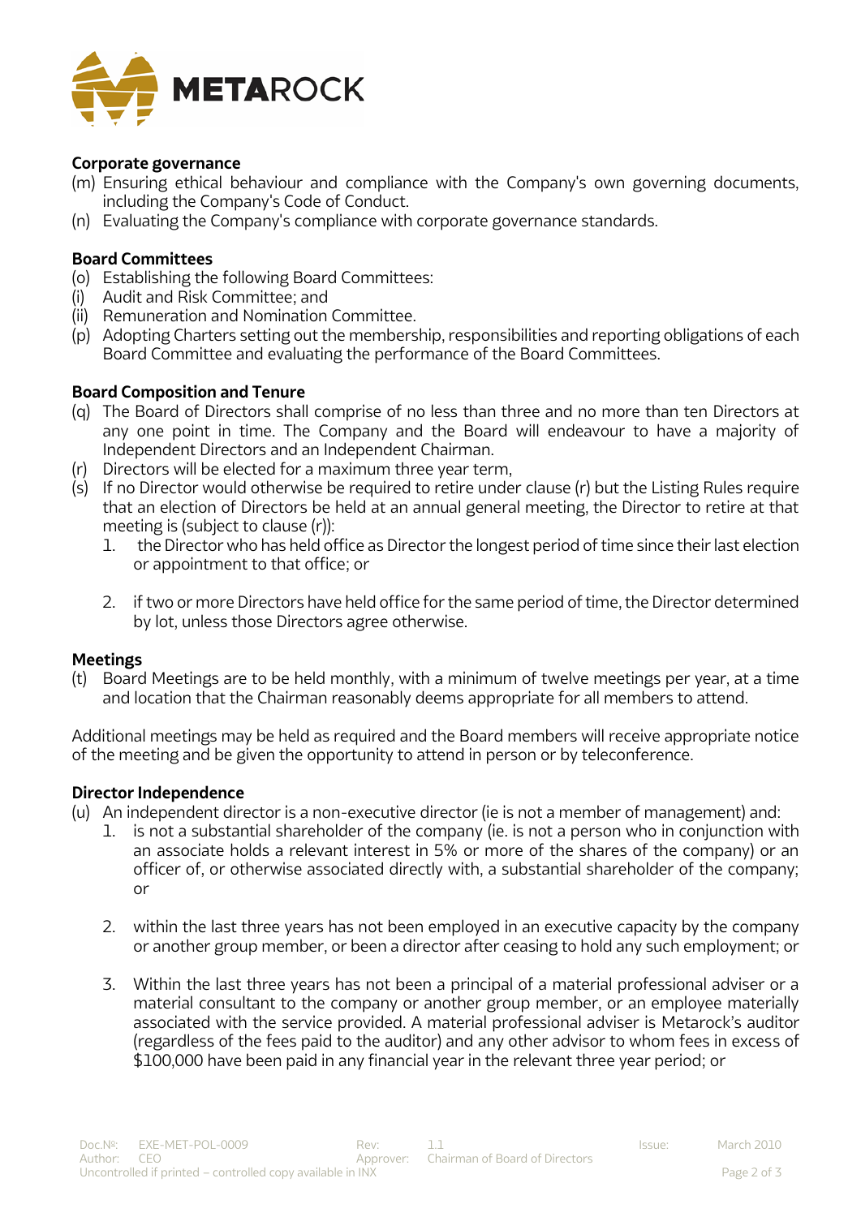**Corporate governance**

(m) Ensuring ethical behaviour and compliance with the Company's own governing documents, including the Company's Code of Conduct.

(n) Evaluating the Company's compliance with corporate governance standards.

**Board Committees**

(o) Establishing the following Board Committees:

(i) Audit and Risk Committee; and

(ii) Remuneration and Nomination Committee.

(p) Adopting Charters setting out the membership, responsibilities and reporting obligations of each Board Committee and evaluating the performance of the Board Committees.

**Board Composition and Tenure**

(q) The Board of Directors shall comprise of no less than three and no more than ten Directors at any one point in time. The Company and the Board will endeavour to have a majority of Independent Directors and an Independent Chairman.

(r) Directors will be elected for a maximum three year term,

(s) If no Director would otherwise be required to retire under clause (r) but the Listing Rules require that an election of Directors be held at an annual general meeting, the Director to retire at that meeting is (subject to clause (r)):

1. the Director who has held office as Director the longest period of time since their last election or appointment to that office; or

2. if two or more Directors have held office for the same period of time, the Director determined by lot, unless those Directors agree otherwise.

**Meetings**

(t) Board Meetings are to be held monthly, with a minimum of twelve meetings per year, at a time and location that the Chairman reasonably deems appropriate for all members to attend.

Additional meetings may be held as required and the Board members will receive appropriate notice of the meeting and be given the opportunity to attend in person or by teleconference.

**Director Independence**

(u) An independent director is a non-executive director (ie is not a member of management) and:

1. is not a substantial shareholder of the company (ie. is not a person who in conjunction with an associate holds a relevant interest in 5% or more of the shares of the company) or an officer of, or otherwise associated directly with, a substantial shareholder of the company; or

2. within the last three years has not been employed in an executive capacity by the company or another group member, or been a director after ceasing to hold any such employment; or

3. Within the last three years has not been a principal of a material professional adviser or a material consultant to the company or another group member, or an employee materially associated with the service provided. A material professional adviser is Metarock's auditor (regardless of the fees paid to the auditor) and any other advisor to whom fees in excess of $100,000 have been paid in any financial year in the relevant three year period; or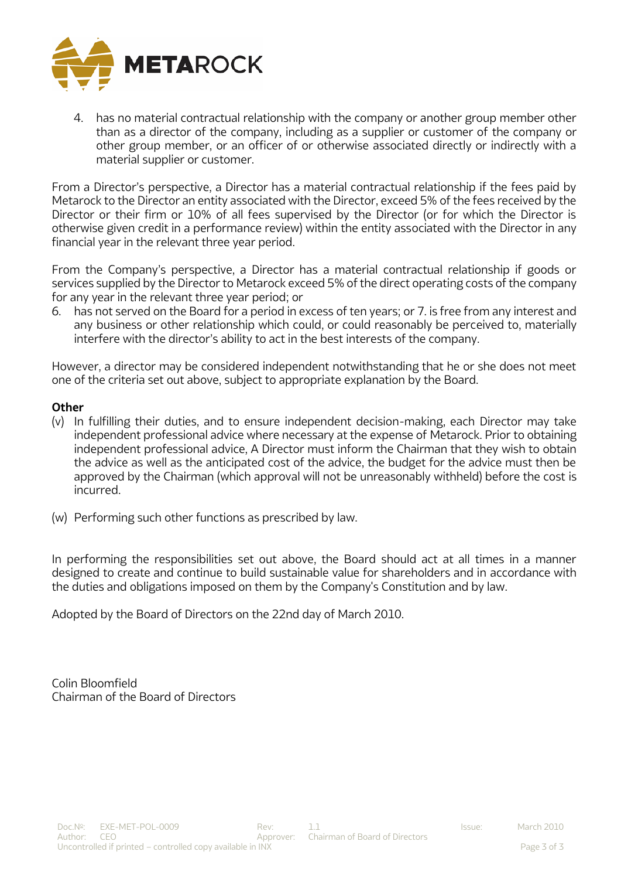4. has no material contractual relationship with the company or another group member other than as a director of the company, including as a supplier or customer of the company or other group member, or an officer of or otherwise associated directly or indirectly with a material supplier or customer.

From a Director's perspective, a Director has a material contractual relationship if the fees paid by Metarock to the Director an entity associated with the Director, exceed 5% of the fees received by the Director or their firm or 10% of all fees supervised by the Director (or for which the Director is otherwise given credit in a performance review) within the entity associated with the Director in any financial year in the relevant three year period.

From the Company's perspective, a Director has a material contractual relationship if goods or services supplied by the Director to Metarock exceed 5% of the direct operating costs of the company for any year in the relevant three year period; or

6. has not served on the Board for a period in excess of ten years; or 7. is free from any interest and any business or other relationship which could, or could reasonably be perceived to, materially interfere with the director's ability to act in the best interests of the company.

However, a director may be considered independent notwithstanding that he or she does not meet one of the criteria set out above, subject to appropriate explanation by the Board.

**Other**

(v) In fulfilling their duties, and to ensure independent decision-making, each Director may take independent professional advice where necessary at the expense of Metarock. Prior to obtaining independent professional advice, A Director must inform the Chairman that they wish to obtain the advice as well as the anticipated cost of the advice, the budget for the advice must then be approved by the Chairman (which approval will not be unreasonably withheld) before the cost is incurred.

(w) Performing such other functions as prescribed by law.

In performing the responsibilities set out above, the Board should act at all times in a manner designed to create and continue to build sustainable value for shareholders and in accordance with the duties and obligations imposed on them by the Company's Constitution and by law.

Adopted by the Board of Directors on the 22nd day of March 2010.

Colin Bloomfield
Chairman of the Board of Directors